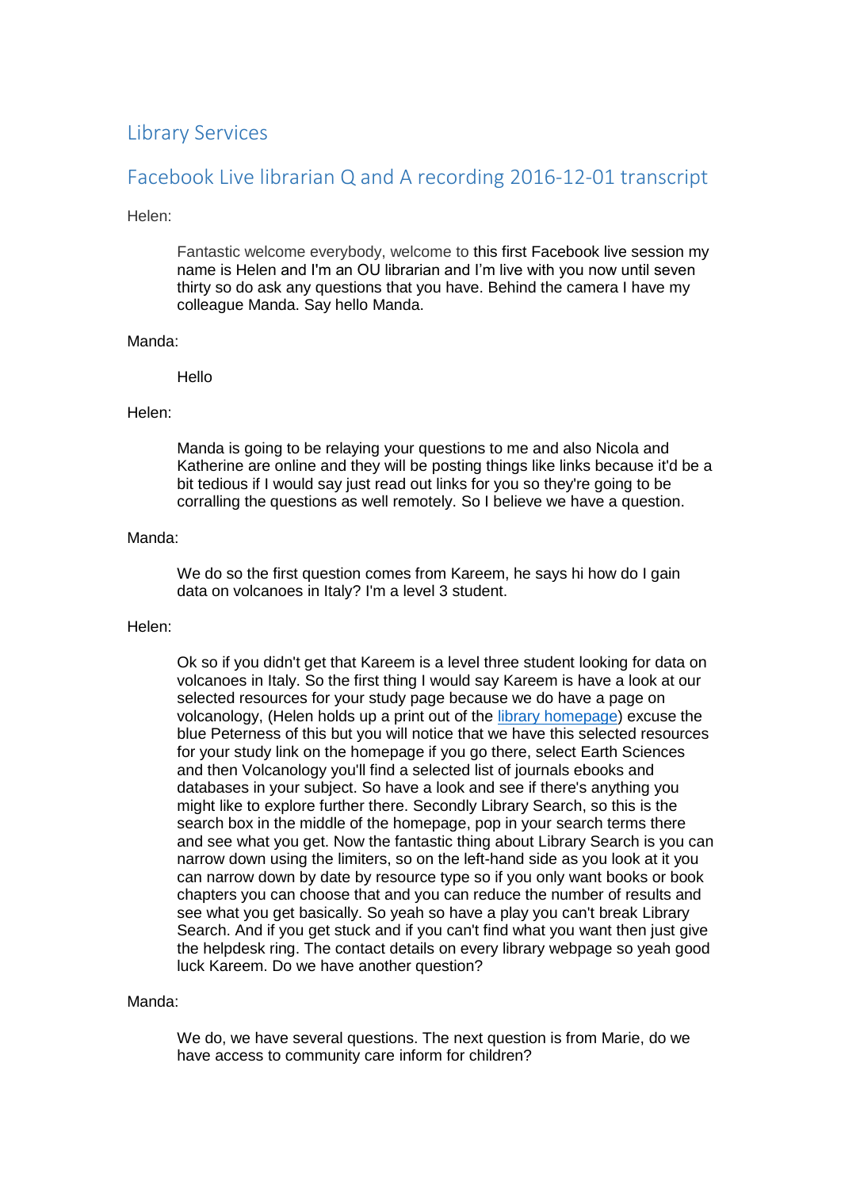# Library Services

## Facebook Live librarian Q and A recording 2016-12-01 transcript

Helen:

> Fantastic welcome everybody, welcome to this first Facebook live session my name is Helen and I'm an OU librarian and I'm live with you now until seven thirty so do ask any questions that you have. Behind the camera I have my colleague Manda. Say hello Manda.

Manda:

> Hello

Helen:

> Manda is going to be relaying your questions to me and also Nicola and Katherine are online and they will be posting things like links because it'd be a bit tedious if I would say just read out links for you so they're going to be corralling the questions as well remotely. So I believe we have a question.

Manda:

> We do so the first question comes from Kareem, he says hi how do I gain data on volcanoes in Italy? I'm a level 3 student.

Helen:

> Ok so if you didn't get that Kareem is a level three student looking for data on volcanoes in Italy. So the first thing I would say Kareem is have a look at our selected resources for your study page because we do have a page on volcanology, (Helen holds up a print out of the [library homepage]) excuse the blue Peterness of this but you will notice that we have this selected resources for your study link on the homepage if you go there, select Earth Sciences and then Volcanology you'll find a selected list of journals ebooks and databases in your subject. So have a look and see if there's anything you might like to explore further there. Secondly Library Search, so this is the search box in the middle of the homepage, pop in your search terms there and see what you get. Now the fantastic thing about Library Search is you can narrow down using the limiters, so on the left-hand side as you look at it you can narrow down by date by resource type so if you only want books or book chapters you can choose that and you can reduce the number of results and see what you get basically. So yeah so have a play you can't break Library Search. And if you get stuck and if you can't find what you want then just give the helpdesk ring. The contact details on every library webpage so yeah good luck Kareem. Do we have another question?

Manda:

> We do, we have several questions. The next question is from Marie, do we have access to community care inform for children?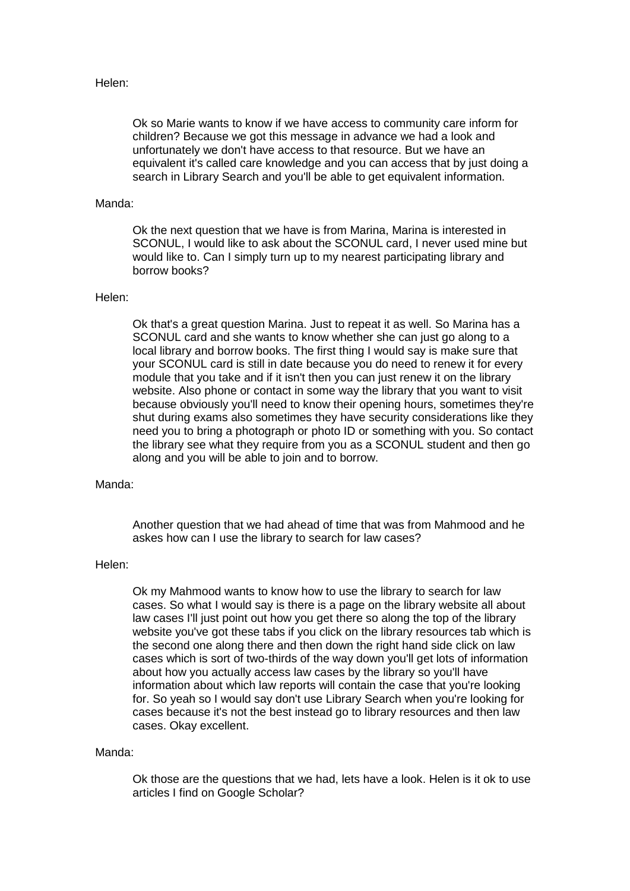Helen:

Ok so Marie wants to know if we have access to community care inform for children? Because we got this message in advance we had a look and unfortunately we don't have access to that resource. But we have an equivalent it's called care knowledge and you can access that by just doing a search in Library Search and you'll be able to get equivalent information.

Manda:

Ok the next question that we have is from Marina, Marina is interested in SCONUL, I would like to ask about the SCONUL card, I never used mine but would like to. Can I simply turn up to my nearest participating library and borrow books?

Helen:

Ok that's a great question Marina. Just to repeat it as well. So Marina has a SCONUL card and she wants to know whether she can just go along to a local library and borrow books. The first thing I would say is make sure that your SCONUL card is still in date because you do need to renew it for every module that you take and if it isn't then you can just renew it on the library website. Also phone or contact in some way the library that you want to visit because obviously you'll need to know their opening hours, sometimes they're shut during exams also sometimes they have security considerations like they need you to bring a photograph or photo ID or something with you. So contact the library see what they require from you as a SCONUL student and then go along and you will be able to join and to borrow.

Manda:

Another question that we had ahead of time that was from Mahmood and he askes how can I use the library to search for law cases?

Helen:

Ok my Mahmood wants to know how to use the library to search for law cases. So what I would say is there is a page on the library website all about law cases I'll just point out how you get there so along the top of the library website you've got these tabs if you click on the library resources tab which is the second one along there and then down the right hand side click on law cases which is sort of two-thirds of the way down you'll get lots of information about how you actually access law cases by the library so you'll have information about which law reports will contain the case that you're looking for. So yeah so I would say don't use Library Search when you're looking for cases because it's not the best instead go to library resources and then law cases. Okay excellent.

Manda:

Ok those are the questions that we had, lets have a look. Helen is it ok to use articles I find on Google Scholar?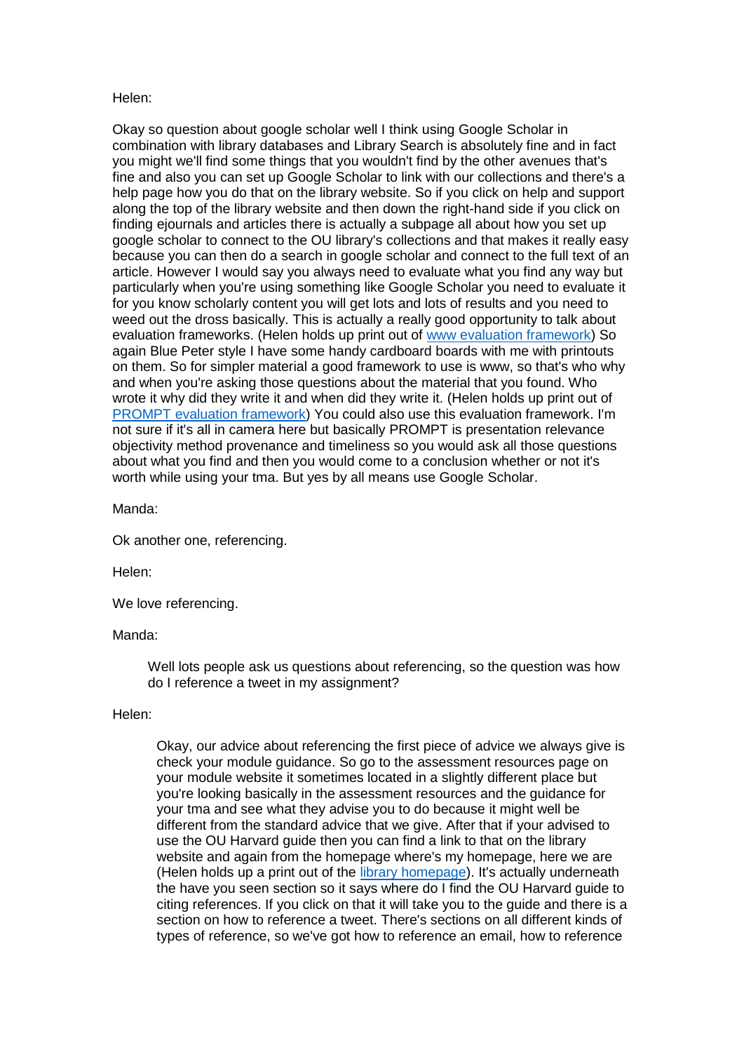Helen:

Okay so question about google scholar well I think using Google Scholar in combination with library databases and Library Search is absolutely fine and in fact you might we'll find some things that you wouldn't find by the other avenues that's fine and also you can set up Google Scholar to link with our collections and there's a help page how you do that on the library website. So if you click on help and support along the top of the library website and then down the right-hand side if you click on finding ejournals and articles there is actually a subpage all about how you set up google scholar to connect to the OU library's collections and that makes it really easy because you can then do a search in google scholar and connect to the full text of an article. However I would say you always need to evaluate what you find any way but particularly when you're using something like Google Scholar you need to evaluate it for you know scholarly content you will get lots and lots of results and you need to weed out the dross basically. This is actually a really good opportunity to talk about evaluation frameworks. (Helen holds up print out of [www evaluation framework]) So again Blue Peter style I have some handy cardboard boards with me with printouts on them. So for simpler material a good framework to use is www, so that's who why and when you're asking those questions about the material that you found. Who wrote it why did they write it and when did they write it. (Helen holds up print out of [PROMPT evaluation framework]) You could also use this evaluation framework. I'm not sure if it's all in camera here but basically PROMPT is presentation relevance objectivity method provenance and timeliness so you would ask all those questions about what you find and then you would come to a conclusion whether or not it's worth while using your tma. But yes by all means use Google Scholar.

Manda:

Ok another one, referencing.

Helen:

We love referencing.

Manda:

Well lots people ask us questions about referencing, so the question was how do I reference a tweet in my assignment?

Helen:

Okay, our advice about referencing the first piece of advice we always give is check your module guidance. So go to the assessment resources page on your module website it sometimes located in a slightly different place but you're looking basically in the assessment resources and the guidance for your tma and see what they advise you to do because it might well be different from the standard advice that we give. After that if your advised to use the OU Harvard guide then you can find a link to that on the library website and again from the homepage where's my homepage, here we are (Helen holds up a print out of the [library homepage]). It's actually underneath the have you seen section so it says where do I find the OU Harvard guide to citing references. If you click on that it will take you to the guide and there is a section on how to reference a tweet. There's sections on all different kinds of types of reference, so we've got how to reference an email, how to reference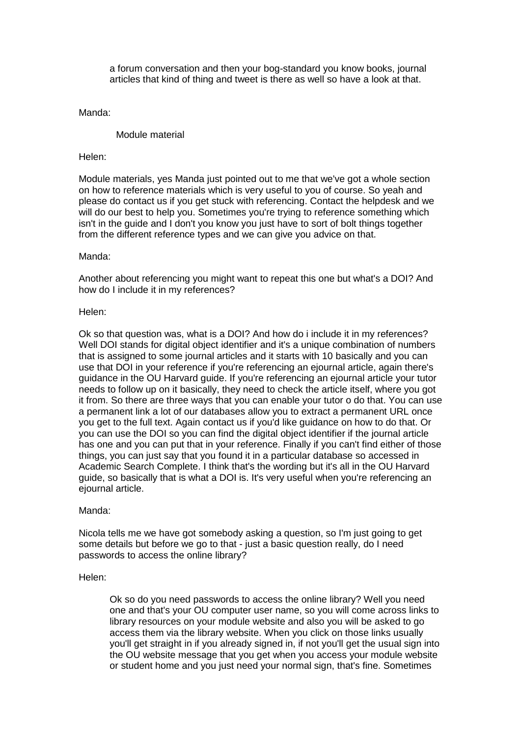a forum conversation and then your bog-standard you know books, journal articles that kind of thing and tweet is there as well so have a look at that.

Manda:

Module material

Helen:

Module materials, yes Manda just pointed out to me that we've got a whole section on how to reference materials which is very useful to you of course. So yeah and please do contact us if you get stuck with referencing. Contact the helpdesk and we will do our best to help you. Sometimes you're trying to reference something which isn't in the guide and I don't you know you just have to sort of bolt things together from the different reference types and we can give you advice on that.

Manda:

Another about referencing you might want to repeat this one but what's a DOI? And how do I include it in my references?

Helen:

Ok so that question was, what is a DOI? And how do i include it in my references? Well DOI stands for digital object identifier and it's a unique combination of numbers that is assigned to some journal articles and it starts with 10 basically and you can use that DOI in your reference if you're referencing an ejournal article, again there's guidance in the OU Harvard guide. If you're referencing an ejournal article your tutor needs to follow up on it basically, they need to check the article itself, where you got it from. So there are three ways that you can enable your tutor o do that. You can use a permanent link a lot of our databases allow you to extract a permanent URL once you get to the full text. Again contact us if you'd like guidance on how to do that. Or you can use the DOI so you can find the digital object identifier if the journal article has one and you can put that in your reference. Finally if you can't find either of those things, you can just say that you found it in a particular database so accessed in Academic Search Complete. I think that's the wording but it's all in the OU Harvard guide, so basically that is what a DOI is. It's very useful when you're referencing an ejournal article.

Manda:

Nicola tells me we have got somebody asking a question, so I'm just going to get some details but before we go to that - just a basic question really, do I need passwords to access the online library?

Helen:

Ok so do you need passwords to access the online library? Well you need one and that's your OU computer user name, so you will come across links to library resources on your module website and also you will be asked to go access them via the library website. When you click on those links usually you'll get straight in if you already signed in, if not you'll get the usual sign into the OU website message that you get when you access your module website or student home and you just need your normal sign, that's fine. Sometimes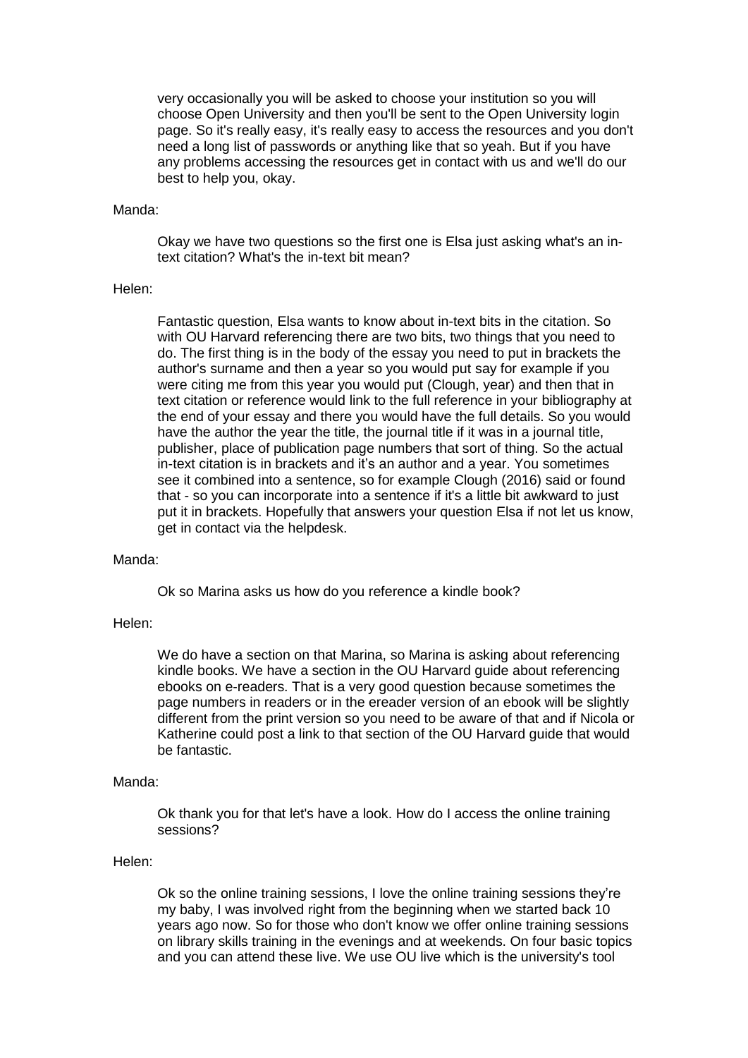very occasionally you will be asked to choose your institution so you will choose Open University and then you'll be sent to the Open University login page. So it's really easy, it's really easy to access the resources and you don't need a long list of passwords or anything like that so yeah. But if you have any problems accessing the resources get in contact with us and we'll do our best to help you, okay.

Manda:

Okay we have two questions so the first one is Elsa just asking what's an in-text citation? What's the in-text bit mean?

Helen:

Fantastic question, Elsa wants to know about in-text bits in the citation. So with OU Harvard referencing there are two bits, two things that you need to do. The first thing is in the body of the essay you need to put in brackets the author's surname and then a year so you would put say for example if you were citing me from this year you would put (Clough, year) and then that in text citation or reference would link to the full reference in your bibliography at the end of your essay and there you would have the full details. So you would have the author the year the title, the journal title if it was in a journal title, publisher, place of publication page numbers that sort of thing. So the actual in-text citation is in brackets and it's an author and a year. You sometimes see it combined into a sentence, so for example Clough (2016) said or found that - so you can incorporate into a sentence if it's a little bit awkward to just put it in brackets. Hopefully that answers your question Elsa if not let us know, get in contact via the helpdesk.

Manda:

Ok so Marina asks us how do you reference a kindle book?

Helen:

We do have a section on that Marina, so Marina is asking about referencing kindle books. We have a section in the OU Harvard guide about referencing ebooks on e-readers. That is a very good question because sometimes the page numbers in readers or in the ereader version of an ebook will be slightly different from the print version so you need to be aware of that and if Nicola or Katherine could post a link to that section of the OU Harvard guide that would be fantastic.

Manda:

Ok thank you for that let's have a look. How do I access the online training sessions?

Helen:

Ok so the online training sessions, I love the online training sessions they're my baby, I was involved right from the beginning when we started back 10 years ago now. So for those who don't know we offer online training sessions on library skills training in the evenings and at weekends. On four basic topics and you can attend these live. We use OU live which is the university's tool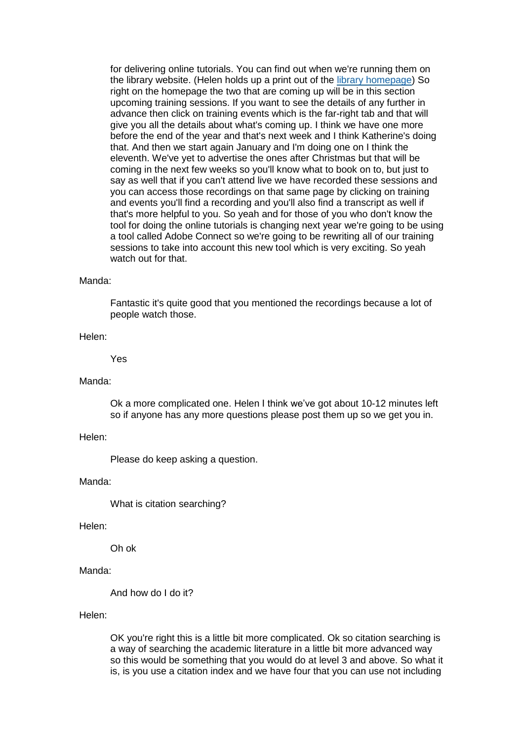for delivering online tutorials. You can find out when we're running them on the library website. (Helen holds up a print out of the [library homepage]) So right on the homepage the two that are coming up will be in this section upcoming training sessions. If you want to see the details of any further in advance then click on training events which is the far-right tab and that will give you all the details about what's coming up. I think we have one more before the end of the year and that's next week and I think Katherine's doing that. And then we start again January and I'm doing one on I think the eleventh. We've yet to advertise the ones after Christmas but that will be coming in the next few weeks so you'll know what to book on to, but just to say as well that if you can't attend live we have recorded these sessions and you can access those recordings on that same page by clicking on training and events you'll find a recording and you'll also find a transcript as well if that's more helpful to you. So yeah and for those of you who don't know the tool for doing the online tutorials is changing next year we're going to be using a tool called Adobe Connect so we're going to be rewriting all of our training sessions to take into account this new tool which is very exciting. So yeah watch out for that.

Manda:

Fantastic it's quite good that you mentioned the recordings because a lot of people watch those.

Helen:

Yes

Manda:

Ok a more complicated one. Helen I think we've got about 10-12 minutes left so if anyone has any more questions please post them up so we get you in.

Helen:

Please do keep asking a question.

Manda:

What is citation searching?

Helen:

Oh ok

Manda:

And how do I do it?

Helen:

OK you're right this is a little bit more complicated. Ok so citation searching is a way of searching the academic literature in a little bit more advanced way so this would be something that you would do at level 3 and above. So what it is, is you use a citation index and we have four that you can use not including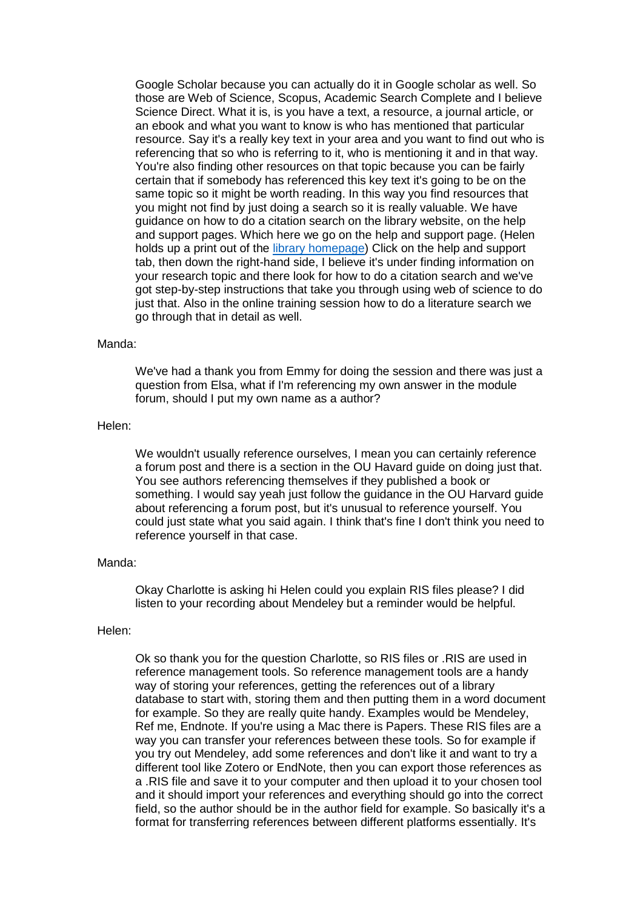Google Scholar because you can actually do it in Google scholar as well. So those are Web of Science, Scopus, Academic Search Complete and I believe Science Direct. What it is, is you have a text, a resource, a journal article, or an ebook and what you want to know is who has mentioned that particular resource. Say it's a really key text in your area and you want to find out who is referencing that so who is referring to it, who is mentioning it and in that way. You're also finding other resources on that topic because you can be fairly certain that if somebody has referenced this key text it's going to be on the same topic so it might be worth reading. In this way you find resources that you might not find by just doing a search so it is really valuable. We have guidance on how to do a citation search on the library website, on the help and support pages. Which here we go on the help and support page. (Helen holds up a print out of the library homepage) Click on the help and support tab, then down the right-hand side, I believe it's under finding information on your research topic and there look for how to do a citation search and we've got step-by-step instructions that take you through using web of science to do just that. Also in the online training session how to do a literature search we go through that in detail as well.

Manda:

We've had a thank you from Emmy for doing the session and there was just a question from Elsa, what if I'm referencing my own answer in the module forum, should I put my own name as a author?

Helen:

We wouldn't usually reference ourselves, I mean you can certainly reference a forum post and there is a section in the OU Havard guide on doing just that. You see authors referencing themselves if they published a book or something. I would say yeah just follow the guidance in the OU Harvard guide about referencing a forum post, but it's unusual to reference yourself. You could just state what you said again. I think that's fine I don't think you need to reference yourself in that case.

Manda:

Okay Charlotte is asking hi Helen could you explain RIS files please? I did listen to your recording about Mendeley but a reminder would be helpful.

Helen:

Ok so thank you for the question Charlotte, so RIS files or .RIS are used in reference management tools. So reference management tools are a handy way of storing your references, getting the references out of a library database to start with, storing them and then putting them in a word document for example. So they are really quite handy. Examples would be Mendeley, Ref me, Endnote. If you're using a Mac there is Papers. These RIS files are a way you can transfer your references between these tools. So for example if you try out Mendeley, add some references and don't like it and want to try a different tool like Zotero or EndNote, then you can export those references as a .RIS file and save it to your computer and then upload it to your chosen tool and it should import your references and everything should go into the correct field, so the author should be in the author field for example. So basically it's a format for transferring references between different platforms essentially. It's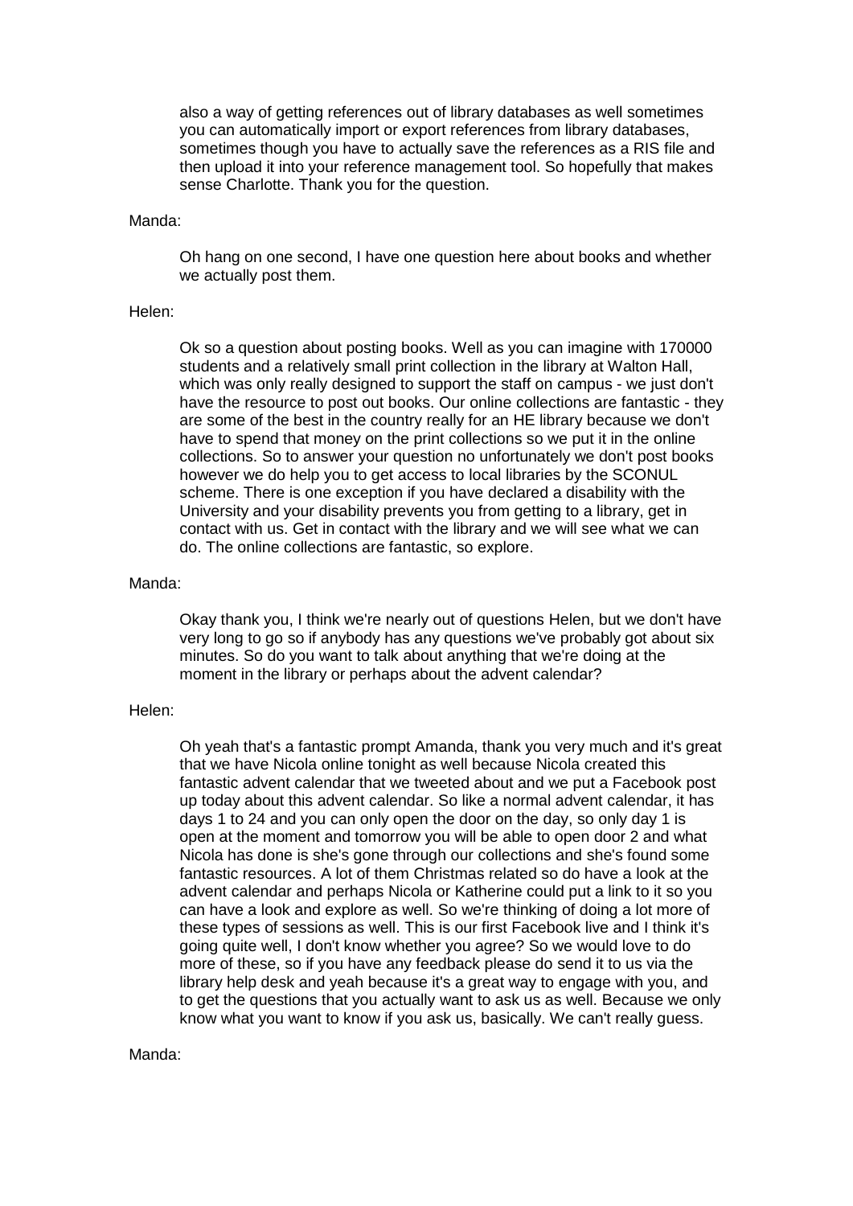also a way of getting references out of library databases as well sometimes you can automatically import or export references from library databases, sometimes though you have to actually save the references as a RIS file and then upload it into your reference management tool. So hopefully that makes sense Charlotte. Thank you for the question.

Manda:

Oh hang on one second, I have one question here about books and whether we actually post them.

Helen:

Ok so a question about posting books. Well as you can imagine with 170000 students and a relatively small print collection in the library at Walton Hall, which was only really designed to support the staff on campus - we just don't have the resource to post out books. Our online collections are fantastic - they are some of the best in the country really for an HE library because we don't have to spend that money on the print collections so we put it in the online collections. So to answer your question no unfortunately we don't post books however we do help you to get access to local libraries by the SCONUL scheme. There is one exception if you have declared a disability with the University and your disability prevents you from getting to a library, get in contact with us. Get in contact with the library and we will see what we can do. The online collections are fantastic, so explore.

Manda:

Okay thank you, I think we're nearly out of questions Helen, but we don't have very long to go so if anybody has any questions we've probably got about six minutes. So do you want to talk about anything that we're doing at the moment in the library or perhaps about the advent calendar?

Helen:

Oh yeah that's a fantastic prompt Amanda, thank you very much and it's great that we have Nicola online tonight as well because Nicola created this fantastic advent calendar that we tweeted about and we put a Facebook post up today about this advent calendar. So like a normal advent calendar, it has days 1 to 24 and you can only open the door on the day, so only day 1 is open at the moment and tomorrow you will be able to open door 2 and what Nicola has done is she's gone through our collections and she's found some fantastic resources. A lot of them Christmas related so do have a look at the advent calendar and perhaps Nicola or Katherine could put a link to it so you can have a look and explore as well. So we're thinking of doing a lot more of these types of sessions as well. This is our first Facebook live and I think it's going quite well, I don't know whether you agree? So we would love to do more of these, so if you have any feedback please do send it to us via the library help desk and yeah because it's a great way to engage with you, and to get the questions that you actually want to ask us as well. Because we only know what you want to know if you ask us, basically. We can't really guess.

Manda: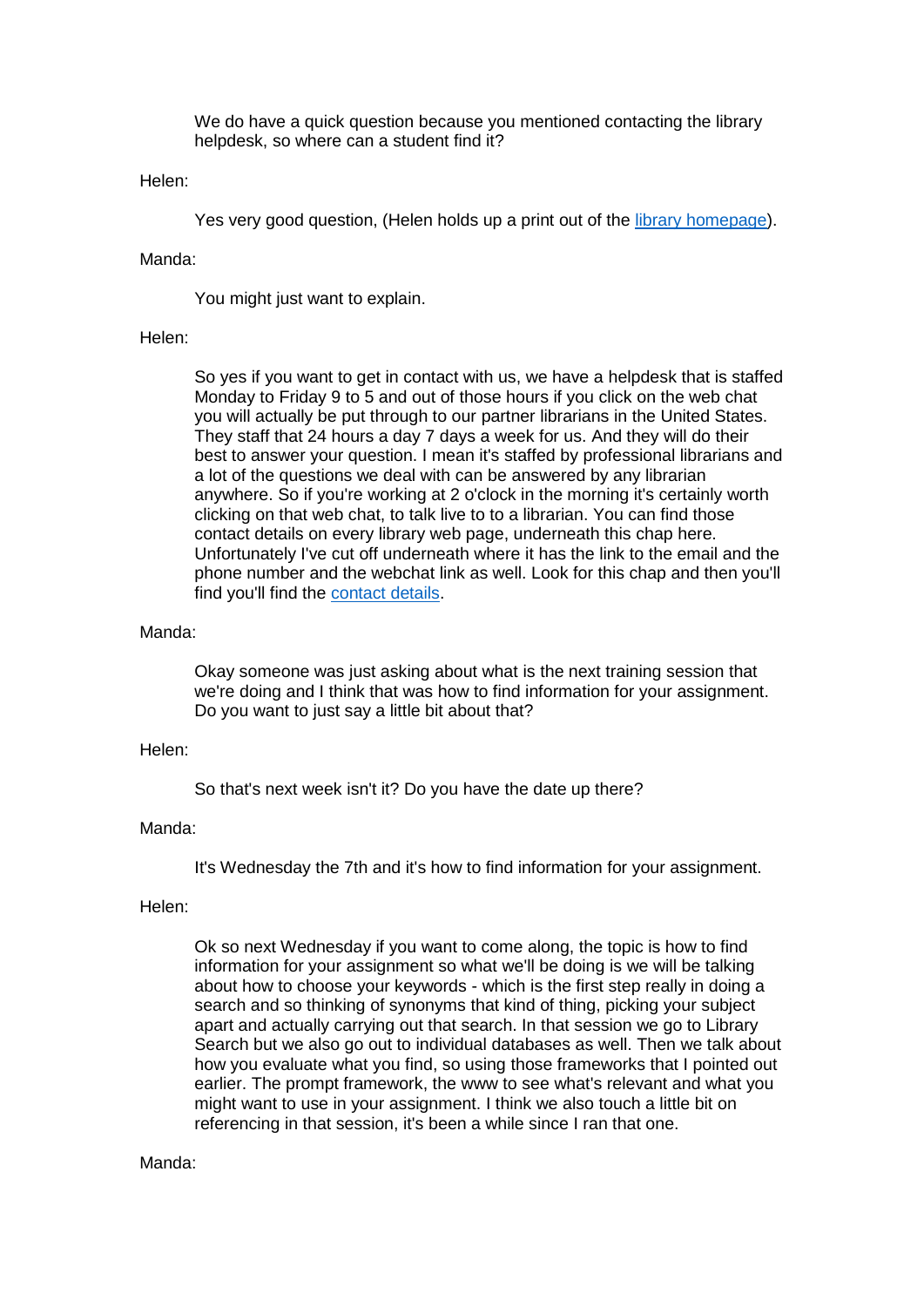We do have a quick question because you mentioned contacting the library helpdesk, so where can a student find it?

Helen:

Yes very good question, (Helen holds up a print out of the library homepage).

Manda:

You might just want to explain.

Helen:

So yes if you want to get in contact with us, we have a helpdesk that is staffed Monday to Friday 9 to 5 and out of those hours if you click on the web chat you will actually be put through to our partner librarians in the United States. They staff that 24 hours a day 7 days a week for us. And they will do their best to answer your question. I mean it's staffed by professional librarians and a lot of the questions we deal with can be answered by any librarian anywhere. So if you're working at 2 o'clock in the morning it's certainly worth clicking on that web chat, to talk live to to a librarian. You can find those contact details on every library web page, underneath this chap here. Unfortunately I've cut off underneath where it has the link to the email and the phone number and the webchat link as well. Look for this chap and then you'll find you'll find the contact details.

Manda:

Okay someone was just asking about what is the next training session that we're doing and I think that was how to find information for your assignment. Do you want to just say a little bit about that?

Helen:

So that's next week isn't it? Do you have the date up there?

Manda:

It's Wednesday the 7th and it's how to find information for your assignment.

Helen:

Ok so next Wednesday if you want to come along, the topic is how to find information for your assignment so what we'll be doing is we will be talking about how to choose your keywords - which is the first step really in doing a search and so thinking of synonyms that kind of thing, picking your subject apart and actually carrying out that search. In that session we go to Library Search but we also go out to individual databases as well. Then we talk about how you evaluate what you find, so using those frameworks that I pointed out earlier. The prompt framework, the www to see what's relevant and what you might want to use in your assignment. I think we also touch a little bit on referencing in that session, it's been a while since I ran that one.

Manda: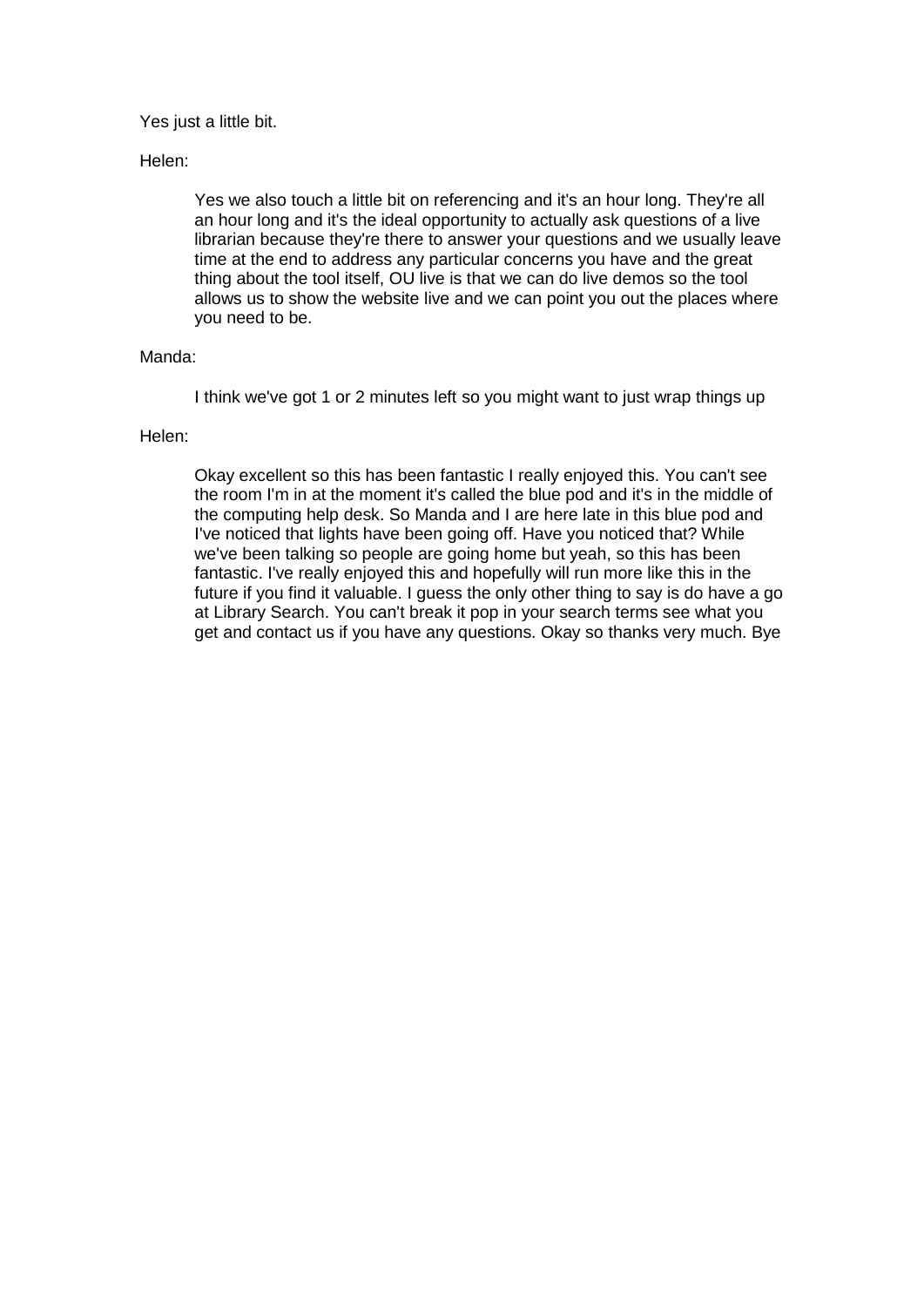Yes just a little bit.

Helen:

> Yes we also touch a little bit on referencing and it's an hour long. They're all an hour long and it's the ideal opportunity to actually ask questions of a live librarian because they're there to answer your questions and we usually leave time at the end to address any particular concerns you have and the great thing about the tool itself, OU live is that we can do live demos so the tool allows us to show the website live and we can point you out the places where you need to be.

Manda:

> I think we've got 1 or 2 minutes left so you might want to just wrap things up

Helen:

> Okay excellent so this has been fantastic I really enjoyed this. You can't see the room I'm in at the moment it's called the blue pod and it's in the middle of the computing help desk. So Manda and I are here late in this blue pod and I've noticed that lights have been going off. Have you noticed that? While we've been talking so people are going home but yeah, so this has been fantastic. I've really enjoyed this and hopefully will run more like this in the future if you find it valuable. I guess the only other thing to say is do have a go at Library Search. You can't break it pop in your search terms see what you get and contact us if you have any questions. Okay so thanks very much. Bye